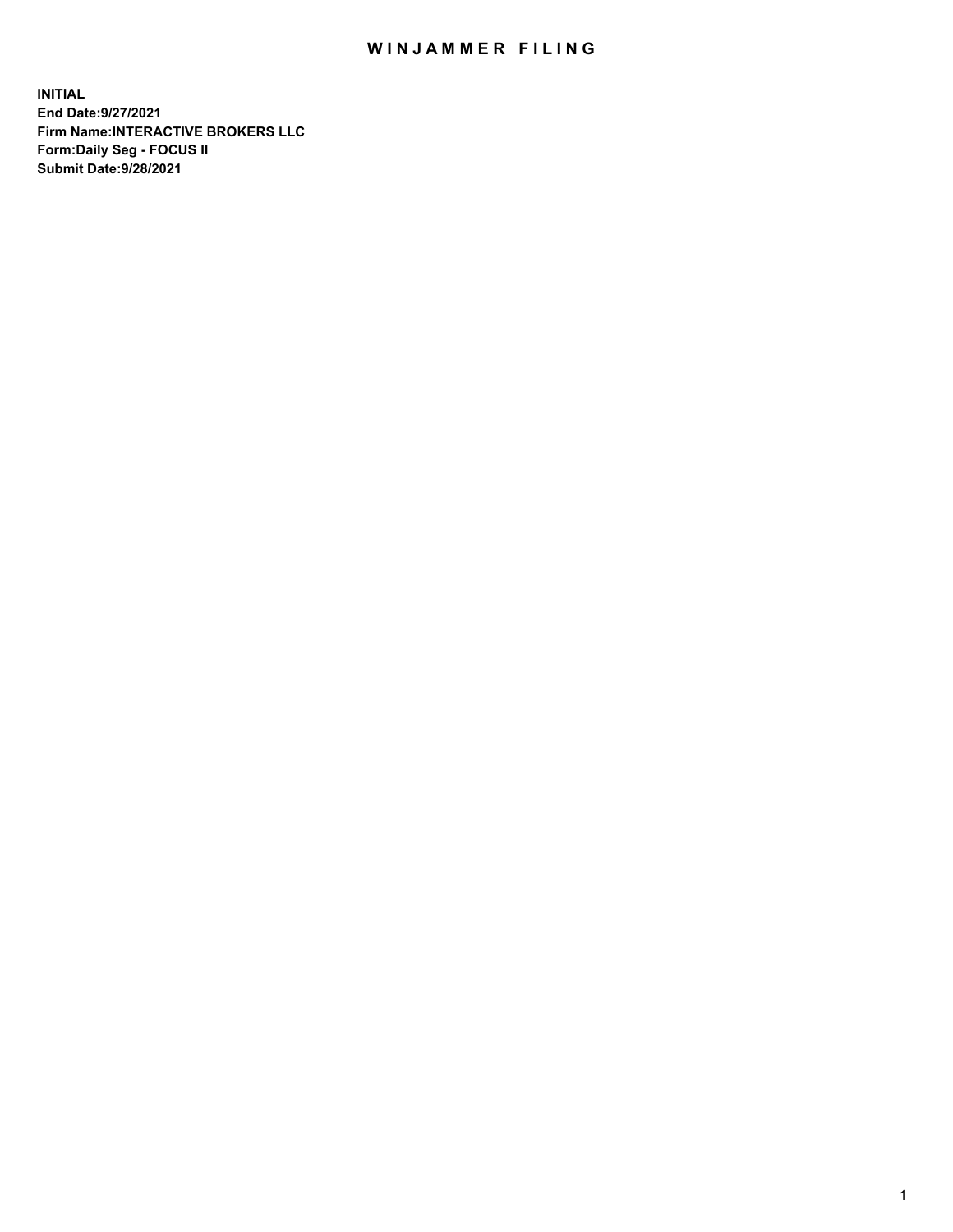# WINJAMMER FILING

**INITIAL**
**End Date:9/27/2021**
**Firm Name:INTERACTIVE BROKERS LLC**
**Form:Daily Seg - FOCUS II**
**Submit Date:9/28/2021**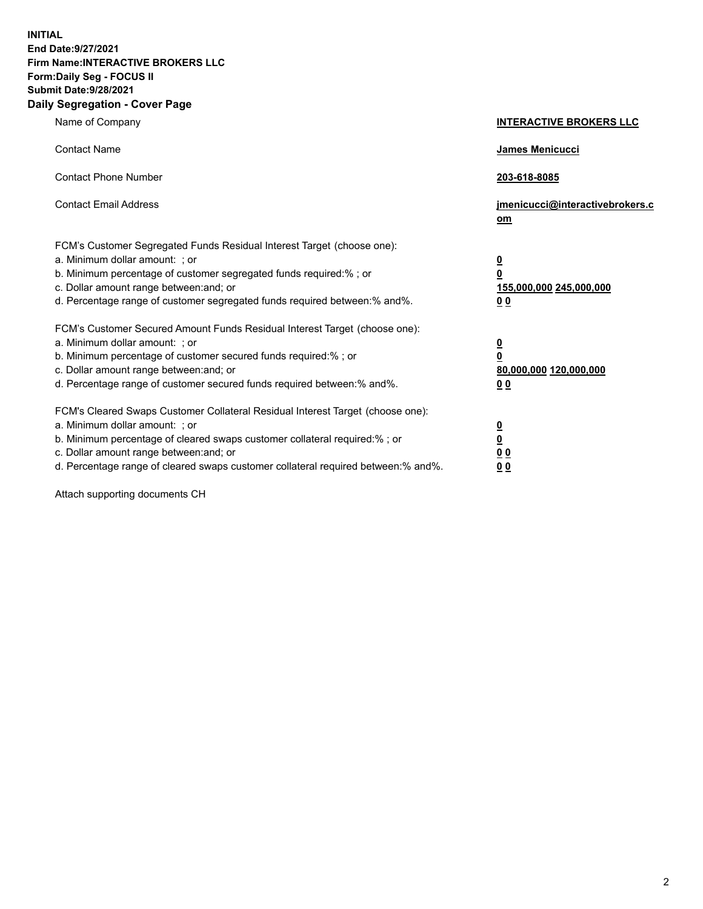**INITIAL**
**End Date:9/27/2021**
**Firm Name:INTERACTIVE BROKERS LLC**
**Form:Daily Seg - FOCUS II**
**Submit Date:9/28/2021**
**Daily Segregation - Cover Page**

| | |
|---|---|
| Name of Company | **INTERACTIVE BROKERS LLC** |
| Contact Name | **James Menicucci** |
| Contact Phone Number | **203-618-8085** |
| Contact Email Address | **jmenicucci@interactivebrokers.com** |
| FCM's Customer Segregated Funds Residual Interest Target (choose one): | |
| a. Minimum dollar amount: ; or | **0** |
| b. Minimum percentage of customer segregated funds required:% ; or | **0** |
| c. Dollar amount range between:and; or | **155,000,000** **245,000,000** |
| d. Percentage range of customer segregated funds required between:% and%. | **0** **0** |
| FCM's Customer Secured Amount Funds Residual Interest Target (choose one): | |
| a. Minimum dollar amount: ; or | **0** |
| b. Minimum percentage of customer secured funds required:% ; or | **0** |
| c. Dollar amount range between:and; or | **80,000,000** **120,000,000** |
| d. Percentage range of customer secured funds required between:% and%. | **0** **0** |
| FCM's Cleared Swaps Customer Collateral Residual Interest Target (choose one): | |
| a. Minimum dollar amount: ; or | **0** |
| b. Minimum percentage of cleared swaps customer collateral required:% ; or | **0** |
| c. Dollar amount range between:and; or | **0** **0** |
| d. Percentage range of cleared swaps customer collateral required between:% and%. | **0** **0** |

Attach supporting documents CH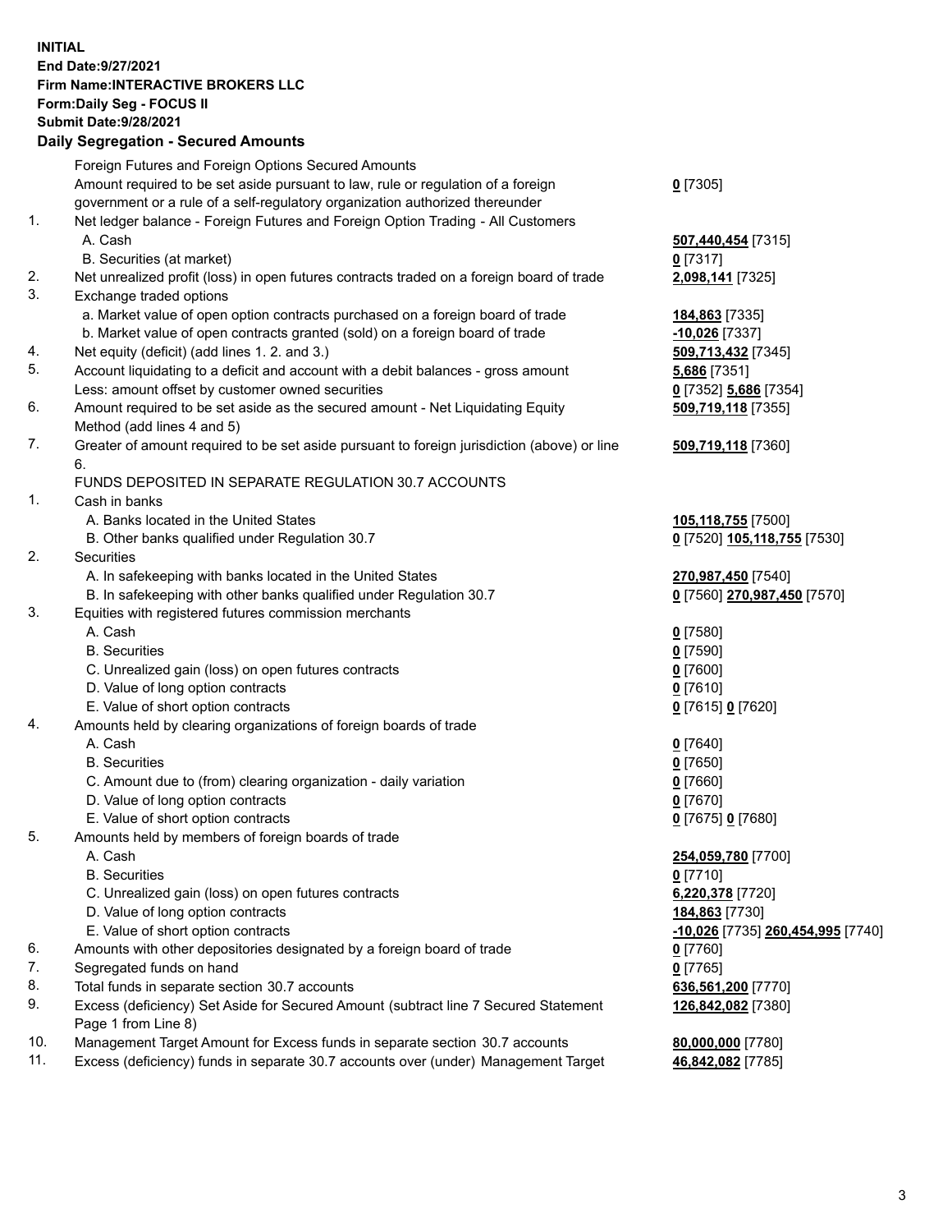**INITIAL**
**End Date:9/27/2021**
**Firm Name:INTERACTIVE BROKERS LLC**
**Form:Daily Seg - FOCUS II**
**Submit Date:9/28/2021**

## Daily Segregation - Secured Amounts

| | | |
|---|---|---|
| | Foreign Futures and Foreign Options Secured Amounts | |
| | Amount required to be set aside pursuant to law, rule or regulation of a foreign government or a rule of a self-regulatory organization authorized thereunder | **0** [7305] |
| 1. | Net ledger balance - Foreign Futures and Foreign Option Trading - All Customers | |
| | A. Cash | **507,440,454** [7315] |
| | B. Securities (at market) | **0** [7317] |
| 2. | Net unrealized profit (loss) in open futures contracts traded on a foreign board of trade | **2,098,141** [7325] |
| 3. | Exchange traded options | |
| | a. Market value of open option contracts purchased on a foreign board of trade | **184,863** [7335] |
| | b. Market value of open contracts granted (sold) on a foreign board of trade | **-10,026** [7337] |
| 4. | Net equity (deficit) (add lines 1. 2. and 3.) | **509,713,432** [7345] |
| 5. | Account liquidating to a deficit and account with a debit balances - gross amount | **5,686** [7351] |
| | Less: amount offset by customer owned securities | **0** [7352] **5,686** [7354] |
| 6. | Amount required to be set aside as the secured amount - Net Liquidating Equity Method (add lines 4 and 5) | **509,719,118** [7355] |
| 7. | Greater of amount required to be set aside pursuant to foreign jurisdiction (above) or line 6. | **509,719,118** [7360] |
| | FUNDS DEPOSITED IN SEPARATE REGULATION 30.7 ACCOUNTS | |
| 1. | Cash in banks | |
| | A. Banks located in the United States | **105,118,755** [7500] |
| | B. Other banks qualified under Regulation 30.7 | **0** [7520] **105,118,755** [7530] |
| 2. | Securities | |
| | A. In safekeeping with banks located in the United States | **270,987,450** [7540] |
| | B. In safekeeping with other banks qualified under Regulation 30.7 | **0** [7560] **270,987,450** [7570] |
| 3. | Equities with registered futures commission merchants | |
| | A. Cash | **0** [7580] |
| | B. Securities | **0** [7590] |
| | C. Unrealized gain (loss) on open futures contracts | **0** [7600] |
| | D. Value of long option contracts | **0** [7610] |
| | E. Value of short option contracts | **0** [7615] **0** [7620] |
| 4. | Amounts held by clearing organizations of foreign boards of trade | |
| | A. Cash | **0** [7640] |
| | B. Securities | **0** [7650] |
| | C. Amount due to (from) clearing organization - daily variation | **0** [7660] |
| | D. Value of long option contracts | **0** [7670] |
| | E. Value of short option contracts | **0** [7675] **0** [7680] |
| 5. | Amounts held by members of foreign boards of trade | |
| | A. Cash | **254,059,780** [7700] |
| | B. Securities | **0** [7710] |
| | C. Unrealized gain (loss) on open futures contracts | **6,220,378** [7720] |
| | D. Value of long option contracts | **184,863** [7730] |
| | E. Value of short option contracts | **-10,026** [7735] **260,454,995** [7740] |
| 6. | Amounts with other depositories designated by a foreign board of trade | **0** [7760] |
| 7. | Segregated funds on hand | **0** [7765] |
| 8. | Total funds in separate section 30.7 accounts | **636,561,200** [7770] |
| 9. | Excess (deficiency) Set Aside for Secured Amount (subtract line 7 Secured Statement Page 1 from Line 8) | **126,842,082** [7380] |
| 10. | Management Target Amount for Excess funds in separate section 30.7 accounts | **80,000,000** [7780] |
| 11. | Excess (deficiency) funds in separate 30.7 accounts over (under) Management Target | **46,842,082** [7785] |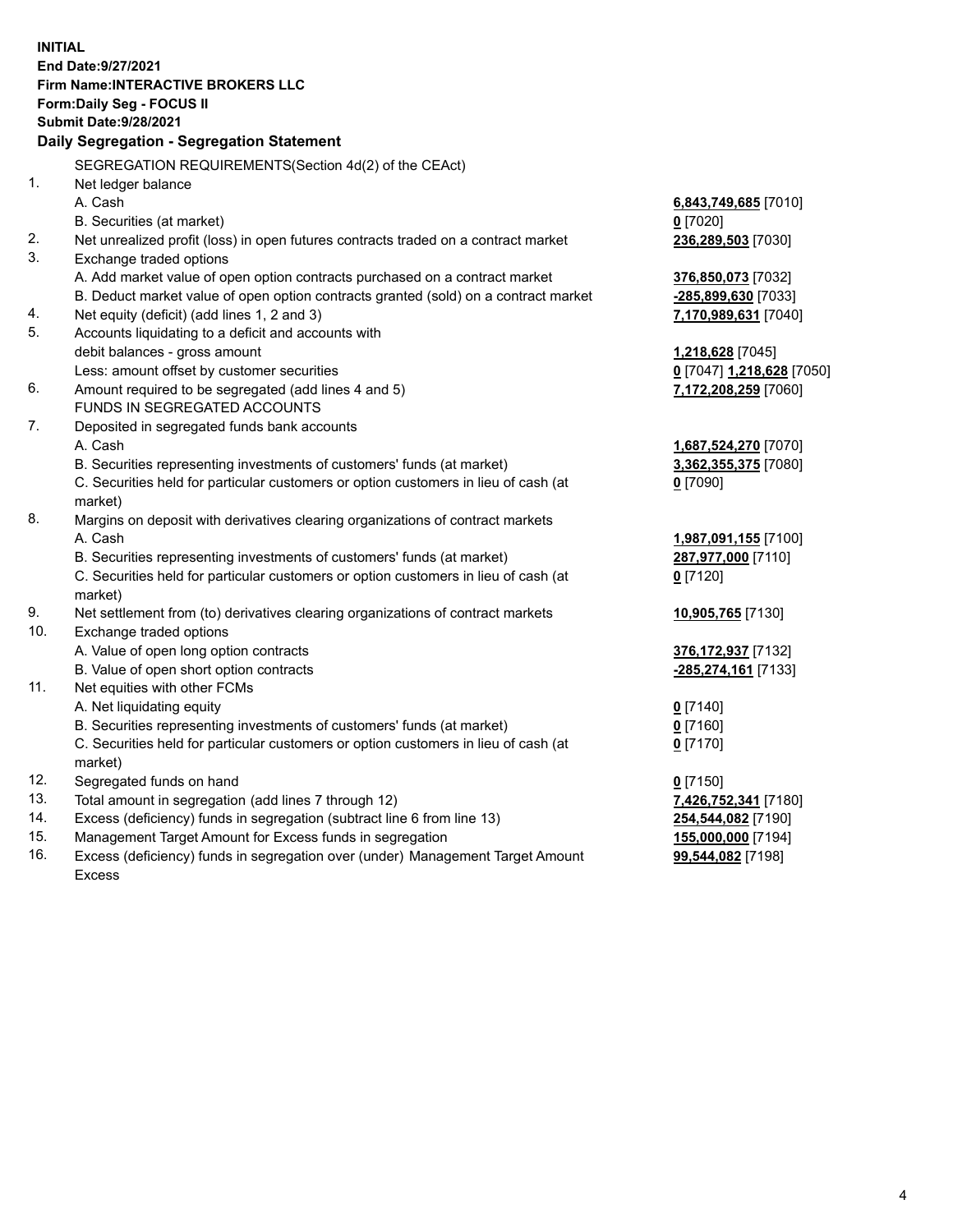**INITIAL**
**End Date:9/27/2021**
**Firm Name:INTERACTIVE BROKERS LLC**
**Form:Daily Seg - FOCUS II**
**Submit Date:9/28/2021**

**Daily Segregation - Segregation Statement**

SEGREGATION REQUIREMENTS(Section 4d(2) of the CEAct)

| | | |
|---|---|---|
| 1. | Net ledger balance | |
| | A. Cash | **6,843,749,685** [7010] |
| | B. Securities (at market) | **0** [7020] |
| 2. | Net unrealized profit (loss) in open futures contracts traded on a contract market | **236,289,503** [7030] |
| 3. | Exchange traded options | |
| | A. Add market value of open option contracts purchased on a contract market | **376,850,073** [7032] |
| | B. Deduct market value of open option contracts granted (sold) on a contract market | **-285,899,630** [7033] |
| 4. | Net equity (deficit) (add lines 1, 2 and 3) | **7,170,989,631** [7040] |
| 5. | Accounts liquidating to a deficit and accounts with debit balances - gross amount | **1,218,628** [7045] |
| | Less: amount offset by customer securities | **0** [7047] **1,218,628** [7050] |
| 6. | Amount required to be segregated (add lines 4 and 5) | **7,172,208,259** [7060] |
| | FUNDS IN SEGREGATED ACCOUNTS | |
| 7. | Deposited in segregated funds bank accounts | |
| | A. Cash | **1,687,524,270** [7070] |
| | B. Securities representing investments of customers' funds (at market) | **3,362,355,375** [7080] |
| | C. Securities held for particular customers or option customers in lieu of cash (at market) | **0** [7090] |
| 8. | Margins on deposit with derivatives clearing organizations of contract markets | |
| | A. Cash | **1,987,091,155** [7100] |
| | B. Securities representing investments of customers' funds (at market) | **287,977,000** [7110] |
| | C. Securities held for particular customers or option customers in lieu of cash (at market) | **0** [7120] |
| 9. | Net settlement from (to) derivatives clearing organizations of contract markets | **10,905,765** [7130] |
| 10. | Exchange traded options | |
| | A. Value of open long option contracts | **376,172,937** [7132] |
| | B. Value of open short option contracts | **-285,274,161** [7133] |
| 11. | Net equities with other FCMs | |
| | A. Net liquidating equity | **0** [7140] |
| | B. Securities representing investments of customers' funds (at market) | **0** [7160] |
| | C. Securities held for particular customers or option customers in lieu of cash (at market) | **0** [7170] |
| 12. | Segregated funds on hand | **0** [7150] |
| 13. | Total amount in segregation (add lines 7 through 12) | **7,426,752,341** [7180] |
| 14. | Excess (deficiency) funds in segregation (subtract line 6 from line 13) | **254,544,082** [7190] |
| 15. | Management Target Amount for Excess funds in segregation | **155,000,000** [7194] |
| 16. | Excess (deficiency) funds in segregation over (under) Management Target Amount Excess | **99,544,082** [7198] |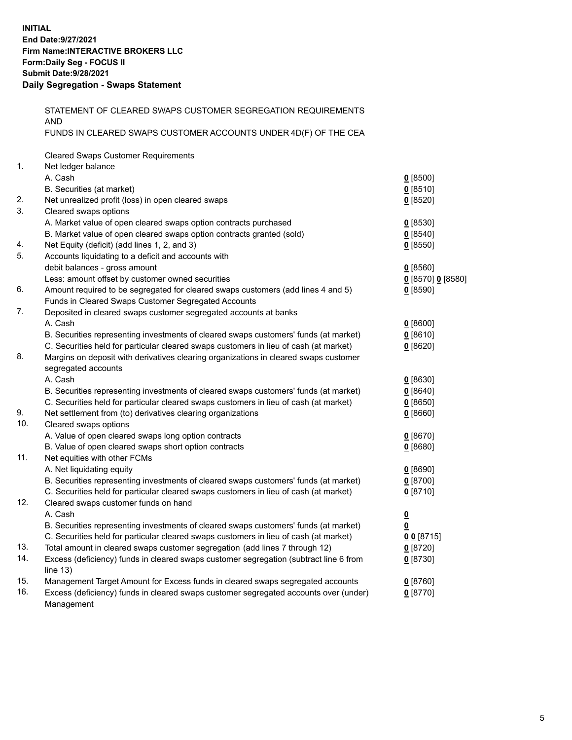**INITIAL**
**End Date:9/27/2021**
**Firm Name:INTERACTIVE BROKERS LLC**
**Form:Daily Seg - FOCUS II**
**Submit Date:9/28/2021**
**Daily Segregation - Swaps Statement**

STATEMENT OF CLEARED SWAPS CUSTOMER SEGREGATION REQUIREMENTS AND FUNDS IN CLEARED SWAPS CUSTOMER ACCOUNTS UNDER 4D(F) OF THE CEA

| | | |
|---|---|---|
| | Cleared Swaps Customer Requirements | |
| 1. | Net ledger balance | |
| | A. Cash | 0 [8500] |
| | B. Securities (at market) | 0 [8510] |
| 2. | Net unrealized profit (loss) in open cleared swaps | 0 [8520] |
| 3. | Cleared swaps options | |
| | A. Market value of open cleared swaps option contracts purchased | 0 [8530] |
| | B. Market value of open cleared swaps option contracts granted (sold) | 0 [8540] |
| 4. | Net Equity (deficit) (add lines 1, 2, and 3) | 0 [8550] |
| 5. | Accounts liquidating to a deficit and accounts with debit balances - gross amount | 0 [8560] |
| | Less: amount offset by customer owned securities | 0 [8570] 0 [8580] |
| 6. | Amount required to be segregated for cleared swaps customers (add lines 4 and 5) | 0 [8590] |
| | Funds in Cleared Swaps Customer Segregated Accounts | |
| 7. | Deposited in cleared swaps customer segregated accounts at banks | |
| | A. Cash | 0 [8600] |
| | B. Securities representing investments of cleared swaps customers' funds (at market) | 0 [8610] |
| | C. Securities held for particular cleared swaps customers in lieu of cash (at market) | 0 [8620] |
| 8. | Margins on deposit with derivatives clearing organizations in cleared swaps customer segregated accounts | |
| | A. Cash | 0 [8630] |
| | B. Securities representing investments of cleared swaps customers' funds (at market) | 0 [8640] |
| | C. Securities held for particular cleared swaps customers in lieu of cash (at market) | 0 [8650] |
| 9. | Net settlement from (to) derivatives clearing organizations | 0 [8660] |
| 10. | Cleared swaps options | |
| | A. Value of open cleared swaps long option contracts | 0 [8670] |
| | B. Value of open cleared swaps short option contracts | 0 [8680] |
| 11. | Net equities with other FCMs | |
| | A. Net liquidating equity | 0 [8690] |
| | B. Securities representing investments of cleared swaps customers' funds (at market) | 0 [8700] |
| | C. Securities held for particular cleared swaps customers in lieu of cash (at market) | 0 [8710] |
| 12. | Cleared swaps customer funds on hand | |
| | A. Cash | 0 |
| | B. Securities representing investments of cleared swaps customers' funds (at market) | 0 |
| | C. Securities held for particular cleared swaps customers in lieu of cash (at market) | 0 0 [8715] |
| 13. | Total amount in cleared swaps customer segregation (add lines 7 through 12) | 0 [8720] |
| 14. | Excess (deficiency) funds in cleared swaps customer segregation (subtract line 6 from line 13) | 0 [8730] |
| 15. | Management Target Amount for Excess funds in cleared swaps segregated accounts | 0 [8760] |
| 16. | Excess (deficiency) funds in cleared swaps customer segregated accounts over (under) Management | 0 [8770] |